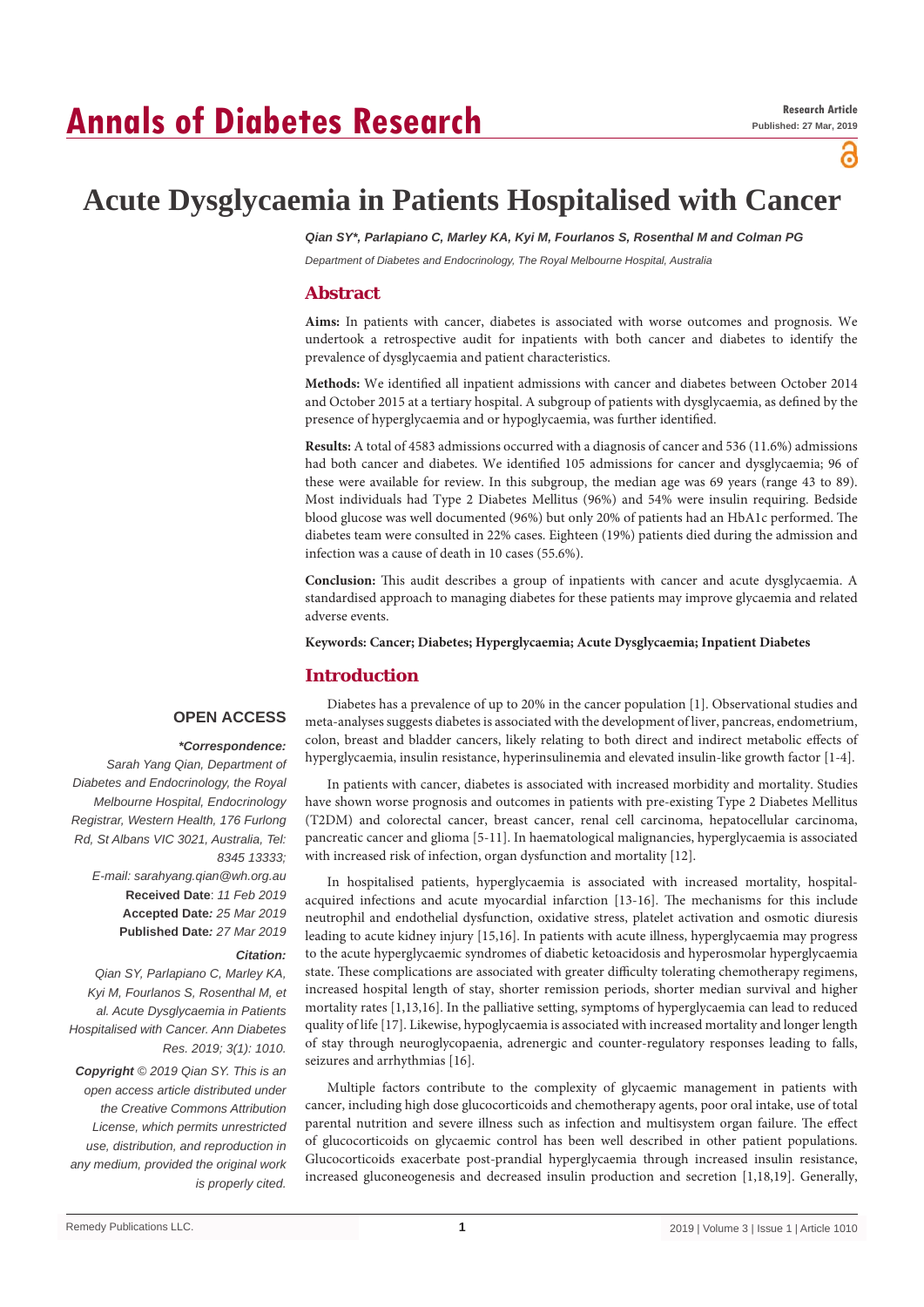# Acute Dysglycaemia in Patients Hospitalised with Cancer

***Qian SY\*, Parlapiano C, Marley KA, Kyi M, Fourlanos S, Rosenthal M and Colman PG***

*Department of Diabetes and Endocrinology, The Royal Melbourne Hospital, Australia*

## Abstract

**Aims:** In patients with cancer, diabetes is associated with worse outcomes and prognosis. We undertook a retrospective audit for inpatients with both cancer and diabetes to identify the prevalence of dysglycaemia and patient characteristics.

**Methods:** We identified all inpatient admissions with cancer and diabetes between October 2014 and October 2015 at a tertiary hospital. A subgroup of patients with dysglycaemia, as defined by the presence of hyperglycaemia and or hypoglycaemia, was further identified.

**Results:** A total of 4583 admissions occurred with a diagnosis of cancer and 536 (11.6%) admissions had both cancer and diabetes. We identified 105 admissions for cancer and dysglycaemia; 96 of these were available for review. In this subgroup, the median age was 69 years (range 43 to 89). Most individuals had Type 2 Diabetes Mellitus (96%) and 54% were insulin requiring. Bedside blood glucose was well documented (96%) but only 20% of patients had an HbA1c performed. The diabetes team were consulted in 22% cases. Eighteen (19%) patients died during the admission and infection was a cause of death in 10 cases (55.6%).

**Conclusion:** This audit describes a group of inpatients with cancer and acute dysglycaemia. A standardised approach to managing diabetes for these patients may improve glycaemia and related adverse events.

**Keywords: Cancer; Diabetes; Hyperglycaemia; Acute Dysglycaemia; Inpatient Diabetes**

**OPEN ACCESS**

***\*Correspondence:***
*Sarah Yang Qian, Department of Diabetes and Endocrinology, the Royal Melbourne Hospital, Endocrinology Registrar, Western Health, 176 Furlong Rd, St Albans VIC 3021, Australia, Tel: 8345 13333;*
*E-mail: sarahyang.qian@wh.org.au*
**Received Date**: *11 Feb 2019*
**Accepted Date***: 25 Mar 2019*
**Published Date***: 27 Mar 2019*

***Citation:***
*Qian SY, Parlapiano C, Marley KA, Kyi M, Fourlanos S, Rosenthal M, et al. Acute Dysglycaemia in Patients Hospitalised with Cancer. Ann Diabetes Res. 2019; 3(1): 1010.*

***Copyright** © 2019 Qian SY. This is an open access article distributed under the Creative Commons Attribution License, which permits unrestricted use, distribution, and reproduction in any medium, provided the original work is properly cited.*

## Introduction

Diabetes has a prevalence of up to 20% in the cancer population [1]. Observational studies and meta-analyses suggests diabetes is associated with the development of liver, pancreas, endometrium, colon, breast and bladder cancers, likely relating to both direct and indirect metabolic effects of hyperglycaemia, insulin resistance, hyperinsulinemia and elevated insulin-like growth factor [1-4].

In patients with cancer, diabetes is associated with increased morbidity and mortality. Studies have shown worse prognosis and outcomes in patients with pre-existing Type 2 Diabetes Mellitus (T2DM) and colorectal cancer, breast cancer, renal cell carcinoma, hepatocellular carcinoma, pancreatic cancer and glioma [5-11]. In haematological malignancies, hyperglycaemia is associated with increased risk of infection, organ dysfunction and mortality [12].

In hospitalised patients, hyperglycaemia is associated with increased mortality, hospital-acquired infections and acute myocardial infarction [13-16]. The mechanisms for this include neutrophil and endothelial dysfunction, oxidative stress, platelet activation and osmotic diuresis leading to acute kidney injury [15,16]. In patients with acute illness, hyperglycaemia may progress to the acute hyperglycaemic syndromes of diabetic ketoacidosis and hyperosmolar hyperglycaemia state. These complications are associated with greater difficulty tolerating chemotherapy regimens, increased hospital length of stay, shorter remission periods, shorter median survival and higher mortality rates [1,13,16]. In the palliative setting, symptoms of hyperglycaemia can lead to reduced quality of life [17]. Likewise, hypoglycaemia is associated with increased mortality and longer length of stay through neuroglycopaenia, adrenergic and counter-regulatory responses leading to falls, seizures and arrhythmias [16].

Multiple factors contribute to the complexity of glycaemic management in patients with cancer, including high dose glucocorticoids and chemotherapy agents, poor oral intake, use of total parental nutrition and severe illness such as infection and multisystem organ failure. The effect of glucocorticoids on glycaemic control has been well described in other patient populations. Glucocorticoids exacerbate post-prandial hyperglycaemia through increased insulin resistance, increased gluconeogenesis and decreased insulin production and secretion [1,18,19]. Generally,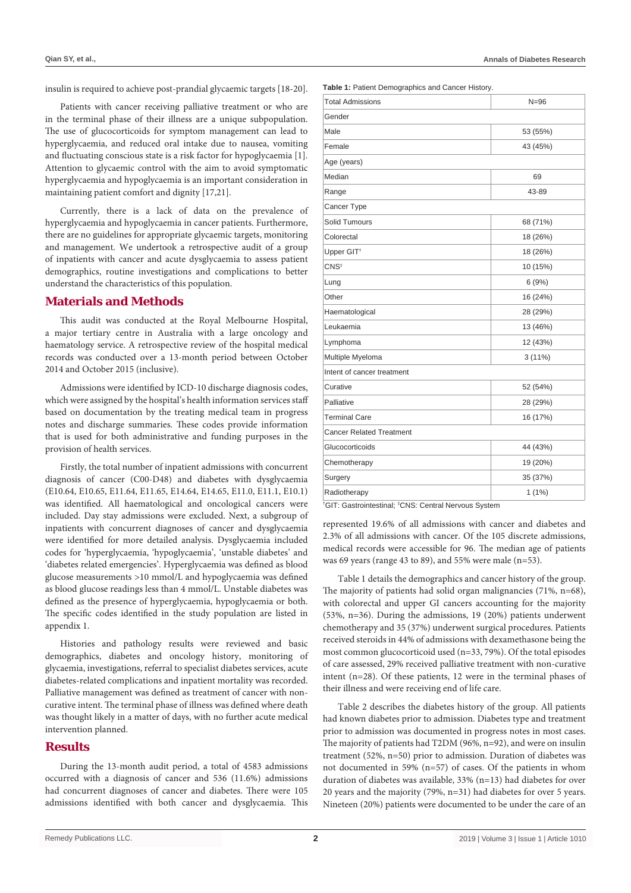insulin is required to achieve post-prandial glycaemic targets [18-20].

Patients with cancer receiving palliative treatment or who are in the terminal phase of their illness are a unique subpopulation. The use of glucocorticoids for symptom management can lead to hyperglycaemia, and reduced oral intake due to nausea, vomiting and fluctuating conscious state is a risk factor for hypoglycaemia [1]. Attention to glycaemic control with the aim to avoid symptomatic hyperglycaemia and hypoglycaemia is an important consideration in maintaining patient comfort and dignity [17,21].

Currently, there is a lack of data on the prevalence of hyperglycaemia and hypoglycaemia in cancer patients. Furthermore, there are no guidelines for appropriate glycaemic targets, monitoring and management. We undertook a retrospective audit of a group of inpatients with cancer and acute dysglycaemia to assess patient demographics, routine investigations and complications to better understand the characteristics of this population.

## Materials and Methods

This audit was conducted at the Royal Melbourne Hospital, a major tertiary centre in Australia with a large oncology and haematology service. A retrospective review of the hospital medical records was conducted over a 13-month period between October 2014 and October 2015 (inclusive).

Admissions were identified by ICD-10 discharge diagnosis codes, which were assigned by the hospital's health information services staff based on documentation by the treating medical team in progress notes and discharge summaries. These codes provide information that is used for both administrative and funding purposes in the provision of health services.

Firstly, the total number of inpatient admissions with concurrent diagnosis of cancer (C00-D48) and diabetes with dysglycaemia (E10.64, E10.65, E11.64, E11.65, E14.64, E14.65, E11.0, E11.1, E10.1) was identified. All haematological and oncological cancers were included. Day stay admissions were excluded. Next, a subgroup of inpatients with concurrent diagnoses of cancer and dysglycaemia were identified for more detailed analysis. Dysglycaemia included codes for 'hyperglycaemia, 'hypoglycaemia', 'unstable diabetes' and 'diabetes related emergencies'. Hyperglycaemia was defined as blood glucose measurements >10 mmol/L and hypoglycaemia was defined as blood glucose readings less than 4 mmol/L. Unstable diabetes was defined as the presence of hyperglycaemia, hypoglycaemia or both. The specific codes identified in the study population are listed in appendix 1.

Histories and pathology results were reviewed and basic demographics, diabetes and oncology history, monitoring of glycaemia, investigations, referral to specialist diabetes services, acute diabetes-related complications and inpatient mortality was recorded. Palliative management was defined as treatment of cancer with non-curative intent. The terminal phase of illness was defined where death was thought likely in a matter of days, with no further acute medical intervention planned.

## Results

During the 13-month audit period, a total of 4583 admissions occurred with a diagnosis of cancer and 536 (11.6%) admissions had concurrent diagnoses of cancer and diabetes. There were 105 admissions identified with both cancer and dysglycaemia. This represented 19.6% of all admissions with cancer and diabetes and 2.3% of all admissions with cancer. Of the 105 discrete admissions, medical records were accessible for 96. The median age of patients was 69 years (range 43 to 89), and 55% were male (n=53).

**Table 1:** Patient Demographics and Cancer History.

| Total Admissions | N=96 |
|---|---|
| Gender | |
| Male | 53 (55%) |
| Female | 43 (45%) |
| Age (years) | |
| Median | 69 |
| Range | 43-89 |
| Cancer Type | |
| Solid Tumours | 68 (71%) |
| Colorectal | 18 (26%) |
| Upper GIT[†] | 18 (26%) |
| CNS[‡] | 10 (15%) |
| Lung | 6 (9%) |
| Other | 16 (24%) |
| Haematological | 28 (29%) |
| Leukaemia | 13 (46%) |
| Lymphoma | 12 (43%) |
| Multiple Myeloma | 3 (11%) |
| Intent of cancer treatment | |
| Curative | 52 (54%) |
| Palliative | 28 (29%) |
| Terminal Care | 16 (17%) |
| Cancer Related Treatment | |
| Glucocorticoids | 44 (43%) |
| Chemotherapy | 19 (20%) |
| Surgery | 35 (37%) |
| Radiotherapy | 1 (1%) |

[†]GIT: Gastrointestinal; [‡]CNS: Central Nervous System

Table 1 details the demographics and cancer history of the group. The majority of patients had solid organ malignancies (71%, n=68), with colorectal and upper GI cancers accounting for the majority (53%, n=36). During the admissions, 19 (20%) patients underwent chemotherapy and 35 (37%) underwent surgical procedures. Patients received steroids in 44% of admissions with dexamethasone being the most common glucocorticoid used (n=33, 79%). Of the total episodes of care assessed, 29% received palliative treatment with non-curative intent (n=28). Of these patients, 12 were in the terminal phases of their illness and were receiving end of life care.

Table 2 describes the diabetes history of the group. All patients had known diabetes prior to admission. Diabetes type and treatment prior to admission was documented in progress notes in most cases. The majority of patients had T2DM (96%, n=92), and were on insulin treatment (52%, n=50) prior to admission. Duration of diabetes was not documented in 59% (n=57) of cases. Of the patients in whom duration of diabetes was available, 33% (n=13) had diabetes for over 20 years and the majority (79%, n=31) had diabetes for over 5 years. Nineteen (20%) patients were documented to be under the care of an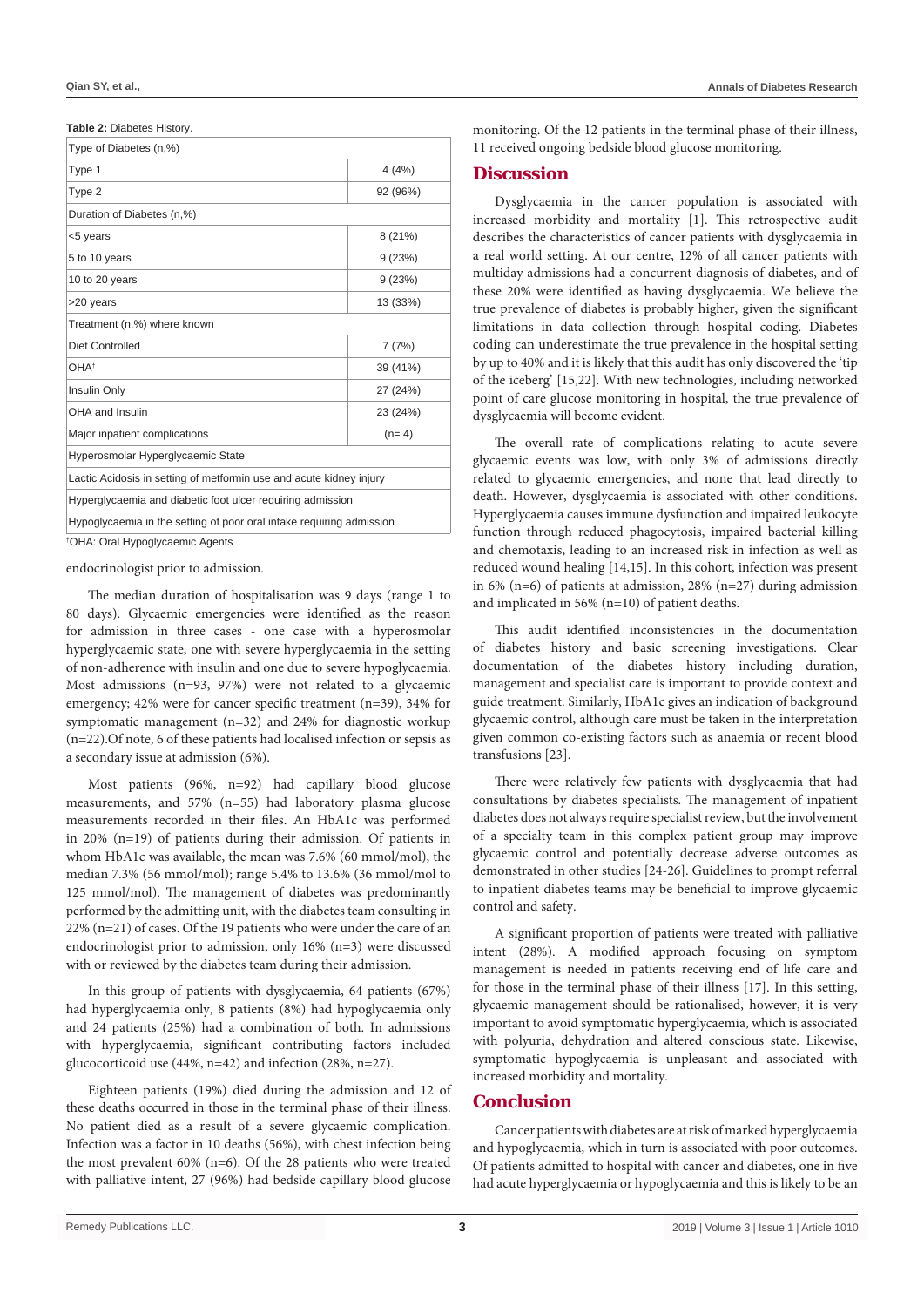**Table 2:** Diabetes History.

| Type of Diabetes (n,%) | |
|---|---|
| Type 1 | 4 (4%) |
| Type 2 | 92 (96%) |
| Duration of Diabetes (n,%) | |
| <5 years | 8 (21%) |
| 5 to 10 years | 9 (23%) |
| 10 to 20 years | 9 (23%) |
| >20 years | 13 (33%) |
| Treatment (n,%) where known | |
| Diet Controlled | 7 (7%) |
| OHA[†] | 39 (41%) |
| Insulin Only | 27 (24%) |
| OHA and Insulin | 23 (24%) |
| Major inpatient complications | (n= 4) |
| Hyperosmolar Hyperglycaemic State | |
| Lactic Acidosis in setting of metformin use and acute kidney injury | |
| Hyperglycaemia and diabetic foot ulcer requiring admission | |
| Hypoglycaemia in the setting of poor oral intake requiring admission | |

[†]OHA: Oral Hypoglycaemic Agents

endocrinologist prior to admission.

The median duration of hospitalisation was 9 days (range 1 to 80 days). Glycaemic emergencies were identified as the reason for admission in three cases - one case with a hyperosmolar hyperglycaemic state, one with severe hyperglycaemia in the setting of non-adherence with insulin and one due to severe hypoglycaemia. Most admissions (n=93, 97%) were not related to a glycaemic emergency; 42% were for cancer specific treatment (n=39), 34% for symptomatic management (n=32) and 24% for diagnostic workup (n=22).Of note, 6 of these patients had localised infection or sepsis as a secondary issue at admission (6%).

Most patients (96%, n=92) had capillary blood glucose measurements, and 57% (n=55) had laboratory plasma glucose measurements recorded in their files. An HbA1c was performed in 20% (n=19) of patients during their admission. Of patients in whom HbA1c was available, the mean was 7.6% (60 mmol/mol), the median 7.3% (56 mmol/mol); range 5.4% to 13.6% (36 mmol/mol to 125 mmol/mol). The management of diabetes was predominantly performed by the admitting unit, with the diabetes team consulting in 22% (n=21) of cases. Of the 19 patients who were under the care of an endocrinologist prior to admission, only 16% (n=3) were discussed with or reviewed by the diabetes team during their admission.

In this group of patients with dysglycaemia, 64 patients (67%) had hyperglycaemia only, 8 patients (8%) had hypoglycaemia only and 24 patients (25%) had a combination of both. In admissions with hyperglycaemia, significant contributing factors included glucocorticoid use (44%, n=42) and infection (28%, n=27).

Eighteen patients (19%) died during the admission and 12 of these deaths occurred in those in the terminal phase of their illness. No patient died as a result of a severe glycaemic complication. Infection was a factor in 10 deaths (56%), with chest infection being the most prevalent 60% (n=6). Of the 28 patients who were treated with palliative intent, 27 (96%) had bedside capillary blood glucose monitoring. Of the 12 patients in the terminal phase of their illness, 11 received ongoing bedside blood glucose monitoring.

## Discussion

Dysglycaemia in the cancer population is associated with increased morbidity and mortality [1]. This retrospective audit describes the characteristics of cancer patients with dysglycaemia in a real world setting. At our centre, 12% of all cancer patients with multiday admissions had a concurrent diagnosis of diabetes, and of these 20% were identified as having dysglycaemia. We believe the true prevalence of diabetes is probably higher, given the significant limitations in data collection through hospital coding. Diabetes coding can underestimate the true prevalence in the hospital setting by up to 40% and it is likely that this audit has only discovered the 'tip of the iceberg' [15,22]. With new technologies, including networked point of care glucose monitoring in hospital, the true prevalence of dysglycaemia will become evident.

The overall rate of complications relating to acute severe glycaemic events was low, with only 3% of admissions directly related to glycaemic emergencies, and none that lead directly to death. However, dysglycaemia is associated with other conditions. Hyperglycaemia causes immune dysfunction and impaired leukocyte function through reduced phagocytosis, impaired bacterial killing and chemotaxis, leading to an increased risk in infection as well as reduced wound healing [14,15]. In this cohort, infection was present in 6% (n=6) of patients at admission, 28% (n=27) during admission and implicated in 56% (n=10) of patient deaths.

This audit identified inconsistencies in the documentation of diabetes history and basic screening investigations. Clear documentation of the diabetes history including duration, management and specialist care is important to provide context and guide treatment. Similarly, HbA1c gives an indication of background glycaemic control, although care must be taken in the interpretation given common co-existing factors such as anaemia or recent blood transfusions [23].

There were relatively few patients with dysglycaemia that had consultations by diabetes specialists. The management of inpatient diabetes does not always require specialist review, but the involvement of a specialty team in this complex patient group may improve glycaemic control and potentially decrease adverse outcomes as demonstrated in other studies [24-26]. Guidelines to prompt referral to inpatient diabetes teams may be beneficial to improve glycaemic control and safety.

A significant proportion of patients were treated with palliative intent (28%). A modified approach focusing on symptom management is needed in patients receiving end of life care and for those in the terminal phase of their illness [17]. In this setting, glycaemic management should be rationalised, however, it is very important to avoid symptomatic hyperglycaemia, which is associated with polyuria, dehydration and altered conscious state. Likewise, symptomatic hypoglycaemia is unpleasant and associated with increased morbidity and mortality.

## Conclusion

Cancer patients with diabetes are at risk of marked hyperglycaemia and hypoglycaemia, which in turn is associated with poor outcomes. Of patients admitted to hospital with cancer and diabetes, one in five had acute hyperglycaemia or hypoglycaemia and this is likely to be an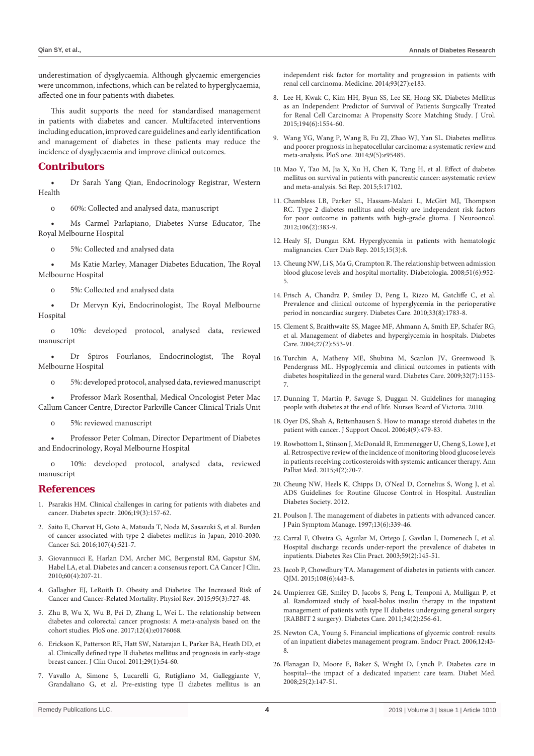underestimation of dysglycaemia. Although glycaemic emergencies were uncommon, infections, which can be related to hyperglycaemia, affected one in four patients with diabetes.

This audit supports the need for standardised management in patients with diabetes and cancer. Multifaceted interventions including education, improved care guidelines and early identification and management of diabetes in these patients may reduce the incidence of dysglycaemia and improve clinical outcomes.

## Contributors

- Dr Sarah Yang Qian, Endocrinology Registrar, Western Health
  - o 60%: Collected and analysed data, manuscript
- Ms Carmel Parlapiano, Diabetes Nurse Educator, The Royal Melbourne Hospital
  - o 5%: Collected and analysed data
- Ms Katie Marley, Manager Diabetes Education, The Royal Melbourne Hospital
  - o 5%: Collected and analysed data
- Dr Mervyn Kyi, Endocrinologist, The Royal Melbourne Hospital
  - o 10%: developed protocol, analysed data, reviewed manuscript
- Dr Spiros Fourlanos, Endocrinologist, The Royal Melbourne Hospital
  - o 5%: developed protocol, analysed data, reviewed manuscript
- Professor Mark Rosenthal, Medical Oncologist Peter Mac Callum Cancer Centre, Director Parkville Cancer Clinical Trials Unit
  - o 5%: reviewed manuscript
- Professor Peter Colman, Director Department of Diabetes and Endocrinology, Royal Melbourne Hospital
  - o 10%: developed protocol, analysed data, reviewed manuscript

## References

1. Psarakis HM. Clinical challenges in caring for patients with diabetes and cancer. Diabetes spectr. 2006;19(3):157-62.
2. Saito E, Charvat H, Goto A, Matsuda T, Noda M, Sasazuki S, et al. Burden of cancer associated with type 2 diabetes mellitus in Japan, 2010-2030. Cancer Sci. 2016;107(4):521-7.
3. Giovannucci E, Harlan DM, Archer MC, Bergenstal RM, Gapstur SM, Habel LA, et al. Diabetes and cancer: a consensus report. CA Cancer J Clin. 2010;60(4):207-21.
4. Gallagher EJ, LeRoith D. Obesity and Diabetes: The Increased Risk of Cancer and Cancer-Related Mortality. Physiol Rev. 2015;95(3):727-48.
5. Zhu B, Wu X, Wu B, Pei D, Zhang L, Wei L. The relationship between diabetes and colorectal cancer prognosis: A meta-analysis based on the cohort studies. PloS one. 2017;12(4):e0176068.
6. Erickson K, Patterson RE, Flatt SW, Natarajan L, Parker BA, Heath DD, et al. Clinically defined type II diabetes mellitus and prognosis in early-stage breast cancer. J Clin Oncol. 2011;29(1):54-60.
7. Vavallo A, Simone S, Lucarelli G, Rutigliano M, Galleggiante V, Grandaliano G, et al. Pre-existing type II diabetes mellitus is an independent risk factor for mortality and progression in patients with renal cell carcinoma. Medicine. 2014;93(27):e183.
8. Lee H, Kwak C, Kim HH, Byun SS, Lee SE, Hong SK. Diabetes Mellitus as an Independent Predictor of Survival of Patients Surgically Treated for Renal Cell Carcinoma: A Propensity Score Matching Study. J Urol. 2015;194(6):1554-60.
9. Wang YG, Wang P, Wang B, Fu ZJ, Zhao WJ, Yan SL. Diabetes mellitus and poorer prognosis in hepatocellular carcinoma: a systematic review and meta-analysis. PloS one. 2014;9(5):e95485.
10. Mao Y, Tao M, Jia X, Xu H, Chen K, Tang H, et al. Effect of diabetes mellitus on survival in patients with pancreatic cancer: asystematic review and meta-analysis. Sci Rep. 2015;5:17102.
11. Chambless LB, Parker SL, Hassam-Malani L, McGirt MJ, Thompson RC. Type 2 diabetes mellitus and obesity are independent risk factors for poor outcome in patients with high-grade glioma. J Neurooncol. 2012;106(2):383-9.
12. Healy SJ, Dungan KM. Hyperglycemia in patients with hematologic malignancies. Curr Diab Rep. 2015;15(3):8.
13. Cheung NW, Li S, Ma G, Crampton R. The relationship between admission blood glucose levels and hospital mortality. Diabetologia. 2008;51(6):952-5.
14. Frisch A, Chandra P, Smiley D, Peng L, Rizzo M, Gatcliffe C, et al. Prevalence and clinical outcome of hyperglycemia in the perioperative period in noncardiac surgery. Diabetes Care. 2010;33(8):1783-8.
15. Clement S, Braithwaite SS, Magee MF, Ahmann A, Smith EP, Schafer RG, et al. Management of diabetes and hyperglycemia in hospitals. Diabetes Care. 2004;27(2):553-91.
16. Turchin A, Matheny ME, Shubina M, Scanlon JV, Greenwood B, Pendergrass ML. Hypoglycemia and clinical outcomes in patients with diabetes hospitalized in the general ward. Diabetes Care. 2009;32(7):1153-7.
17. Dunning T, Martin P, Savage S, Duggan N. Guidelines for managing people with diabetes at the end of life. Nurses Board of Victoria. 2010.
18. Oyer DS, Shah A, Bettenhausen S. How to manage steroid diabetes in the patient with cancer. J Support Oncol. 2006;4(9):479-83.
19. Rowbottom L, Stinson J, McDonald R, Emmenegger U, Cheng S, Lowe J, et al. Retrospective review of the incidence of monitoring blood glucose levels in patients receiving corticosteroids with systemic anticancer therapy. Ann Palliat Med. 2015;4(2):70-7.
20. Cheung NW, Heels K, Chipps D, O'Neal D, Cornelius S, Wong J, et al. ADS Guidelines for Routine Glucose Control in Hospital. Australian Diabetes Society. 2012.
21. Poulson J. The management of diabetes in patients with advanced cancer. J Pain Symptom Manage. 1997;13(6):339-46.
22. Carral F, Olveira G, Aguilar M, Ortego J, Gavilan I, Domenech I, et al. Hospital discharge records under-report the prevalence of diabetes in inpatients. Diabetes Res Clin Pract. 2003;59(2):145-51.
23. Jacob P, Chowdhury TA. Management of diabetes in patients with cancer. QJM. 2015;108(6):443-8.
24. Umpierrez GE, Smiley D, Jacobs S, Peng L, Temponi A, Mulligan P, et al. Randomized study of basal-bolus insulin therapy in the inpatient management of patients with type II diabetes undergoing general surgery (RABBIT 2 surgery). Diabetes Care. 2011;34(2):256-61.
25. Newton CA, Young S. Financial implications of glycemic control: results of an inpatient diabetes management program. Endocr Pract. 2006;12:43-8.
26. Flanagan D, Moore E, Baker S, Wright D, Lynch P. Diabetes care in hospital--the impact of a dedicated inpatient care team. Diabet Med. 2008;25(2):147-51.